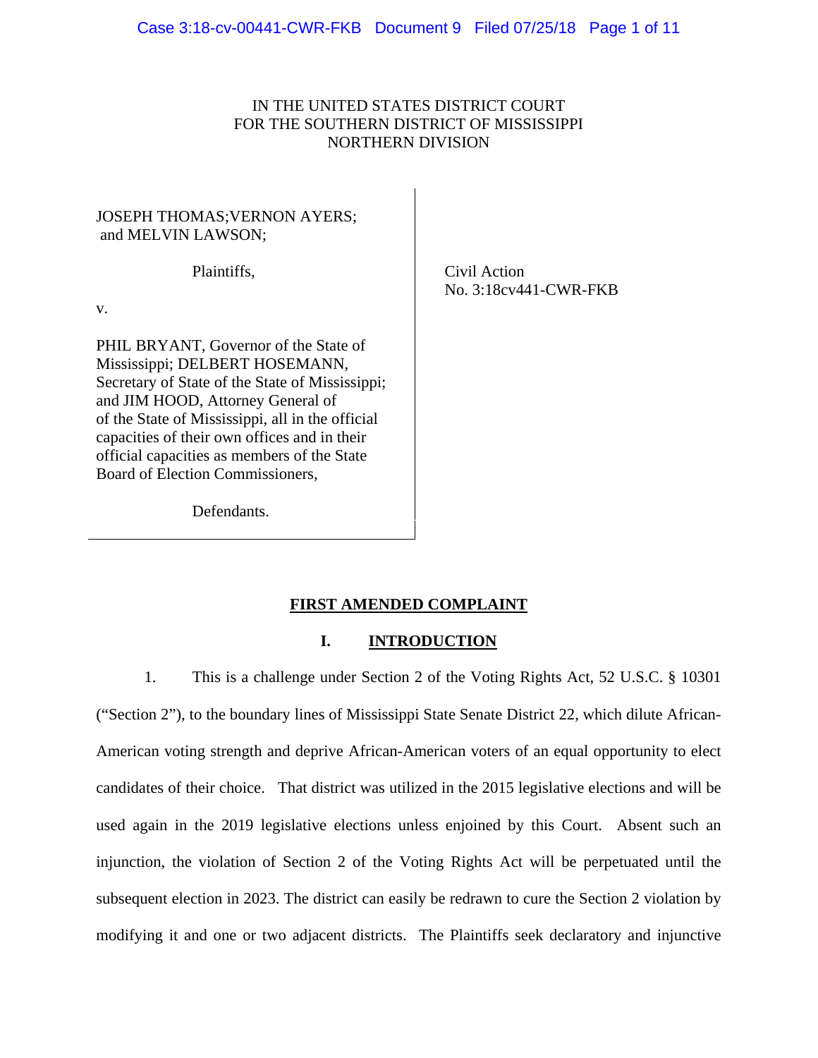IN THE UNITED STATES DISTRICT COURT
FOR THE SOUTHERN DISTRICT OF MISSISSIPPI
NORTHERN DIVISION

JOSEPH THOMAS;VERNON AYERS;
and MELVIN LAWSON;

Plaintiffs,

v.

PHIL BRYANT, Governor of the State of Mississippi; DELBERT HOSEMANN, Secretary of State of the State of Mississippi; and JIM HOOD, Attorney General of of the State of Mississippi, all in the official capacities of their own offices and in their official capacities as members of the State Board of Election Commissioners,

Defendants.

Civil Action
No. 3:18cv441-CWR-FKB

## FIRST AMENDED COMPLAINT

### I. INTRODUCTION

1. This is a challenge under Section 2 of the Voting Rights Act, 52 U.S.C. § 10301 ("Section 2"), to the boundary lines of Mississippi State Senate District 22, which dilute African-American voting strength and deprive African-American voters of an equal opportunity to elect candidates of their choice. That district was utilized in the 2015 legislative elections and will be used again in the 2019 legislative elections unless enjoined by this Court. Absent such an injunction, the violation of Section 2 of the Voting Rights Act will be perpetuated until the subsequent election in 2023. The district can easily be redrawn to cure the Section 2 violation by modifying it and one or two adjacent districts. The Plaintiffs seek declaratory and injunctive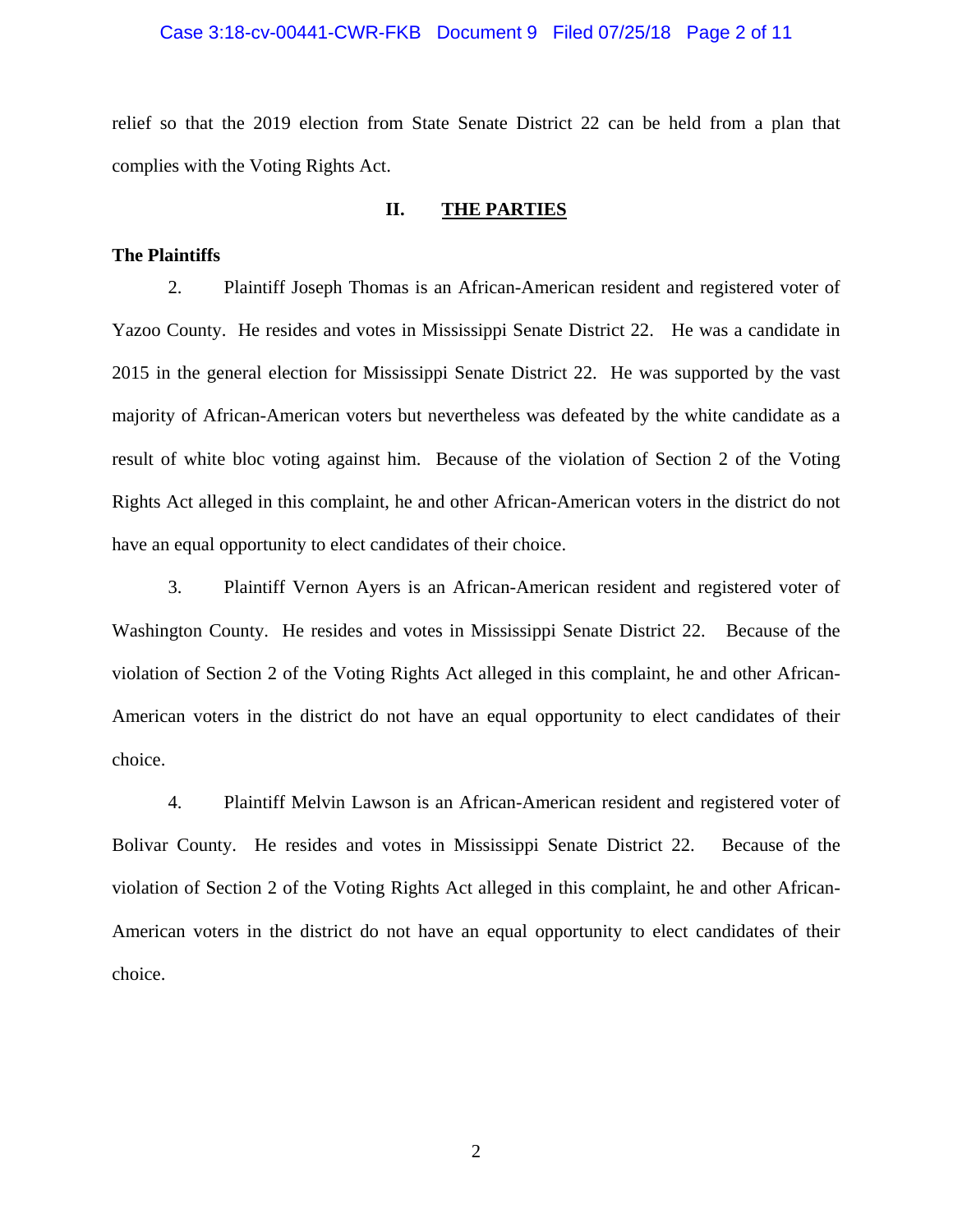relief so that the 2019 election from State Senate District 22 can be held from a plan that complies with the Voting Rights Act.

## II. THE PARTIES

**The Plaintiffs**

2. Plaintiff Joseph Thomas is an African-American resident and registered voter of Yazoo County. He resides and votes in Mississippi Senate District 22. He was a candidate in 2015 in the general election for Mississippi Senate District 22. He was supported by the vast majority of African-American voters but nevertheless was defeated by the white candidate as a result of white bloc voting against him. Because of the violation of Section 2 of the Voting Rights Act alleged in this complaint, he and other African-American voters in the district do not have an equal opportunity to elect candidates of their choice.

3. Plaintiff Vernon Ayers is an African-American resident and registered voter of Washington County. He resides and votes in Mississippi Senate District 22. Because of the violation of Section 2 of the Voting Rights Act alleged in this complaint, he and other African-American voters in the district do not have an equal opportunity to elect candidates of their choice.

4. Plaintiff Melvin Lawson is an African-American resident and registered voter of Bolivar County. He resides and votes in Mississippi Senate District 22. Because of the violation of Section 2 of the Voting Rights Act alleged in this complaint, he and other African-American voters in the district do not have an equal opportunity to elect candidates of their choice.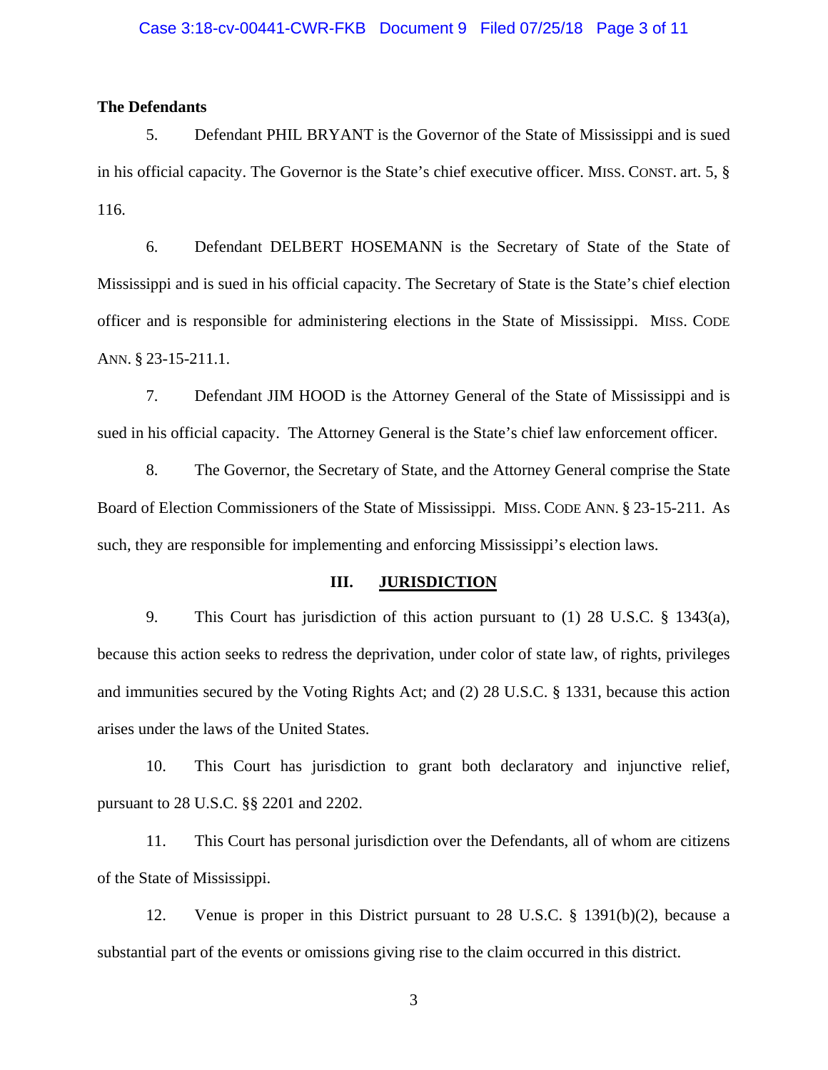**The Defendants**

5. Defendant PHIL BRYANT is the Governor of the State of Mississippi and is sued in his official capacity. The Governor is the State's chief executive officer. MISS. CONST. art. 5, § 116.

6. Defendant DELBERT HOSEMANN is the Secretary of State of the State of Mississippi and is sued in his official capacity. The Secretary of State is the State's chief election officer and is responsible for administering elections in the State of Mississippi. MISS. CODE ANN. § 23-15-211.1.

7. Defendant JIM HOOD is the Attorney General of the State of Mississippi and is sued in his official capacity. The Attorney General is the State's chief law enforcement officer.

8. The Governor, the Secretary of State, and the Attorney General comprise the State Board of Election Commissioners of the State of Mississippi. MISS. CODE ANN. § 23-15-211. As such, they are responsible for implementing and enforcing Mississippi's election laws.

## III. JURISDICTION

9. This Court has jurisdiction of this action pursuant to (1) 28 U.S.C. § 1343(a), because this action seeks to redress the deprivation, under color of state law, of rights, privileges and immunities secured by the Voting Rights Act; and (2) 28 U.S.C. § 1331, because this action arises under the laws of the United States.

10. This Court has jurisdiction to grant both declaratory and injunctive relief, pursuant to 28 U.S.C. §§ 2201 and 2202.

11. This Court has personal jurisdiction over the Defendants, all of whom are citizens of the State of Mississippi.

12. Venue is proper in this District pursuant to 28 U.S.C. § 1391(b)(2), because a substantial part of the events or omissions giving rise to the claim occurred in this district.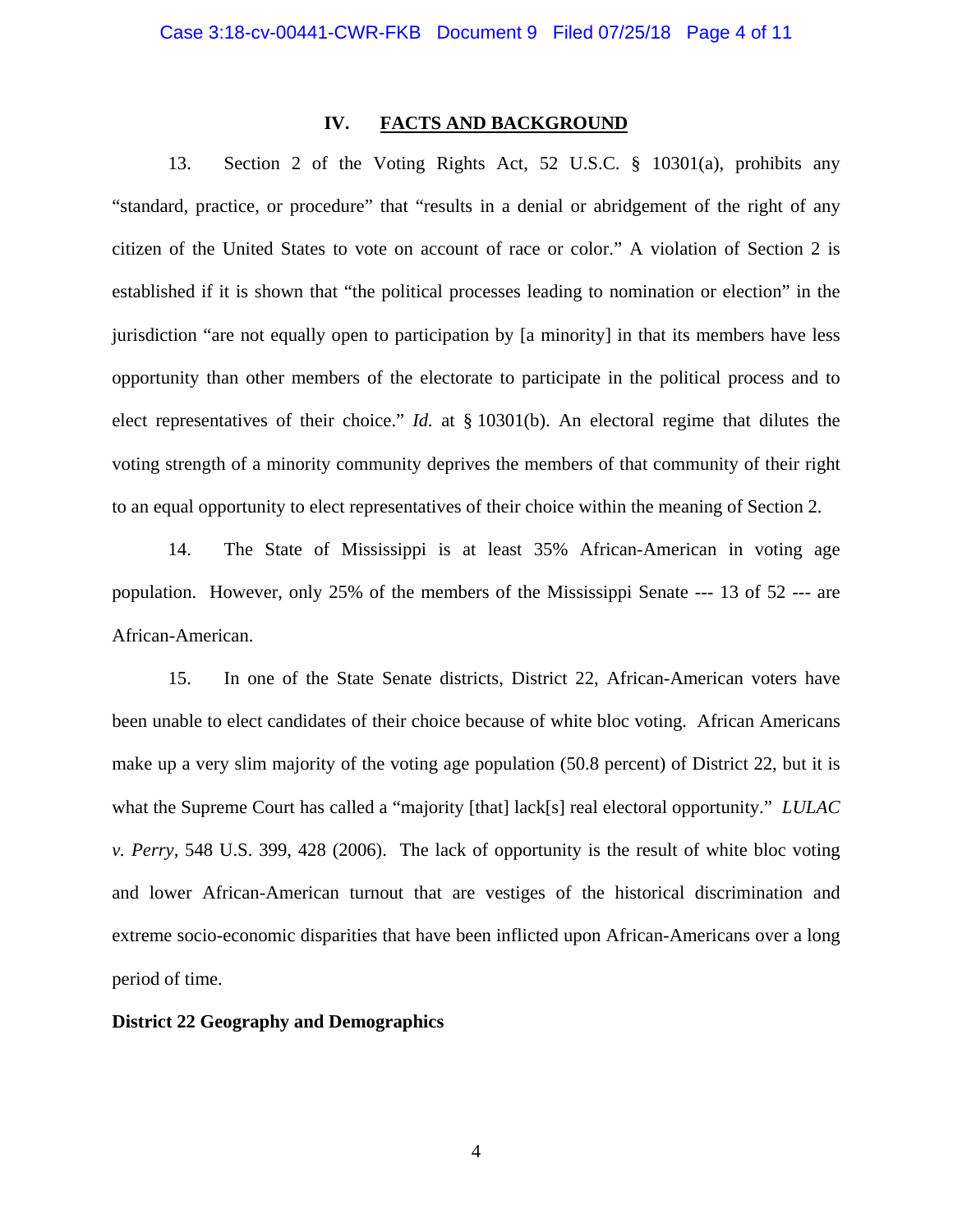## IV. <u>FACTS AND BACKGROUND</u>

13. Section 2 of the Voting Rights Act, 52 U.S.C. § 10301(a), prohibits any "standard, practice, or procedure" that "results in a denial or abridgement of the right of any citizen of the United States to vote on account of race or color." A violation of Section 2 is established if it is shown that "the political processes leading to nomination or election" in the jurisdiction "are not equally open to participation by [a minority] in that its members have less opportunity than other members of the electorate to participate in the political process and to elect representatives of their choice." *Id.* at § 10301(b). An electoral regime that dilutes the voting strength of a minority community deprives the members of that community of their right to an equal opportunity to elect representatives of their choice within the meaning of Section 2.

14. The State of Mississippi is at least 35% African-American in voting age population. However, only 25% of the members of the Mississippi Senate --- 13 of 52 --- are African-American.

15. In one of the State Senate districts, District 22, African-American voters have been unable to elect candidates of their choice because of white bloc voting. African Americans make up a very slim majority of the voting age population (50.8 percent) of District 22, but it is what the Supreme Court has called a "majority [that] lack[s] real electoral opportunity." *LULAC v. Perry*, 548 U.S. 399, 428 (2006). The lack of opportunity is the result of white bloc voting and lower African-American turnout that are vestiges of the historical discrimination and extreme socio-economic disparities that have been inflicted upon African-Americans over a long period of time.

**District 22 Geography and Demographics**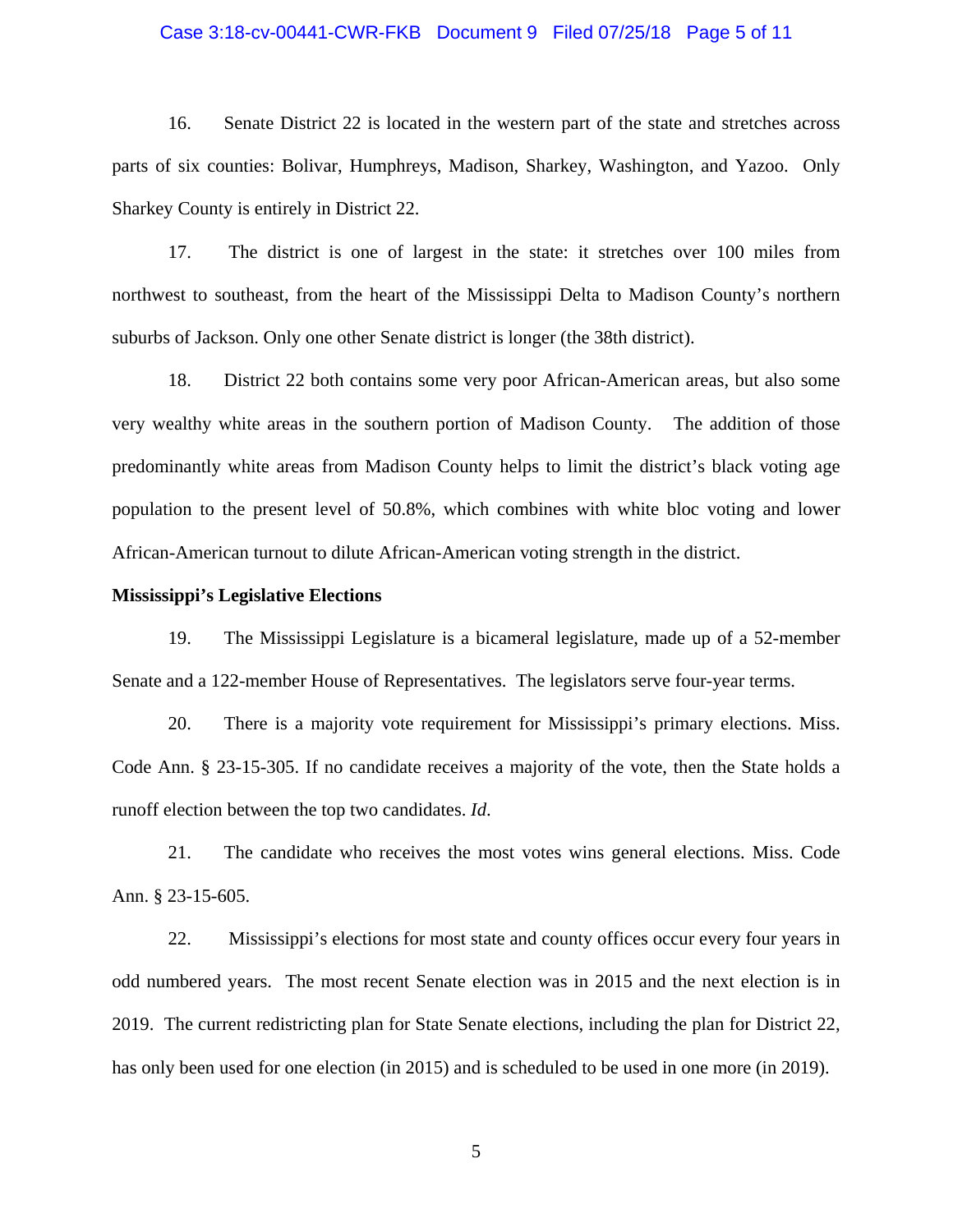16. Senate District 22 is located in the western part of the state and stretches across parts of six counties: Bolivar, Humphreys, Madison, Sharkey, Washington, and Yazoo. Only Sharkey County is entirely in District 22.

17. The district is one of largest in the state: it stretches over 100 miles from northwest to southeast, from the heart of the Mississippi Delta to Madison County's northern suburbs of Jackson. Only one other Senate district is longer (the 38th district).

18. District 22 both contains some very poor African-American areas, but also some very wealthy white areas in the southern portion of Madison County. The addition of those predominantly white areas from Madison County helps to limit the district's black voting age population to the present level of 50.8%, which combines with white bloc voting and lower African-American turnout to dilute African-American voting strength in the district.

**Mississippi's Legislative Elections**

19. The Mississippi Legislature is a bicameral legislature, made up of a 52-member Senate and a 122-member House of Representatives. The legislators serve four-year terms.

20. There is a majority vote requirement for Mississippi's primary elections. Miss. Code Ann. § 23-15-305. If no candidate receives a majority of the vote, then the State holds a runoff election between the top two candidates. *Id.*

21. The candidate who receives the most votes wins general elections. Miss. Code Ann. § 23-15-605.

22. Mississippi's elections for most state and county offices occur every four years in odd numbered years. The most recent Senate election was in 2015 and the next election is in 2019. The current redistricting plan for State Senate elections, including the plan for District 22, has only been used for one election (in 2015) and is scheduled to be used in one more (in 2019).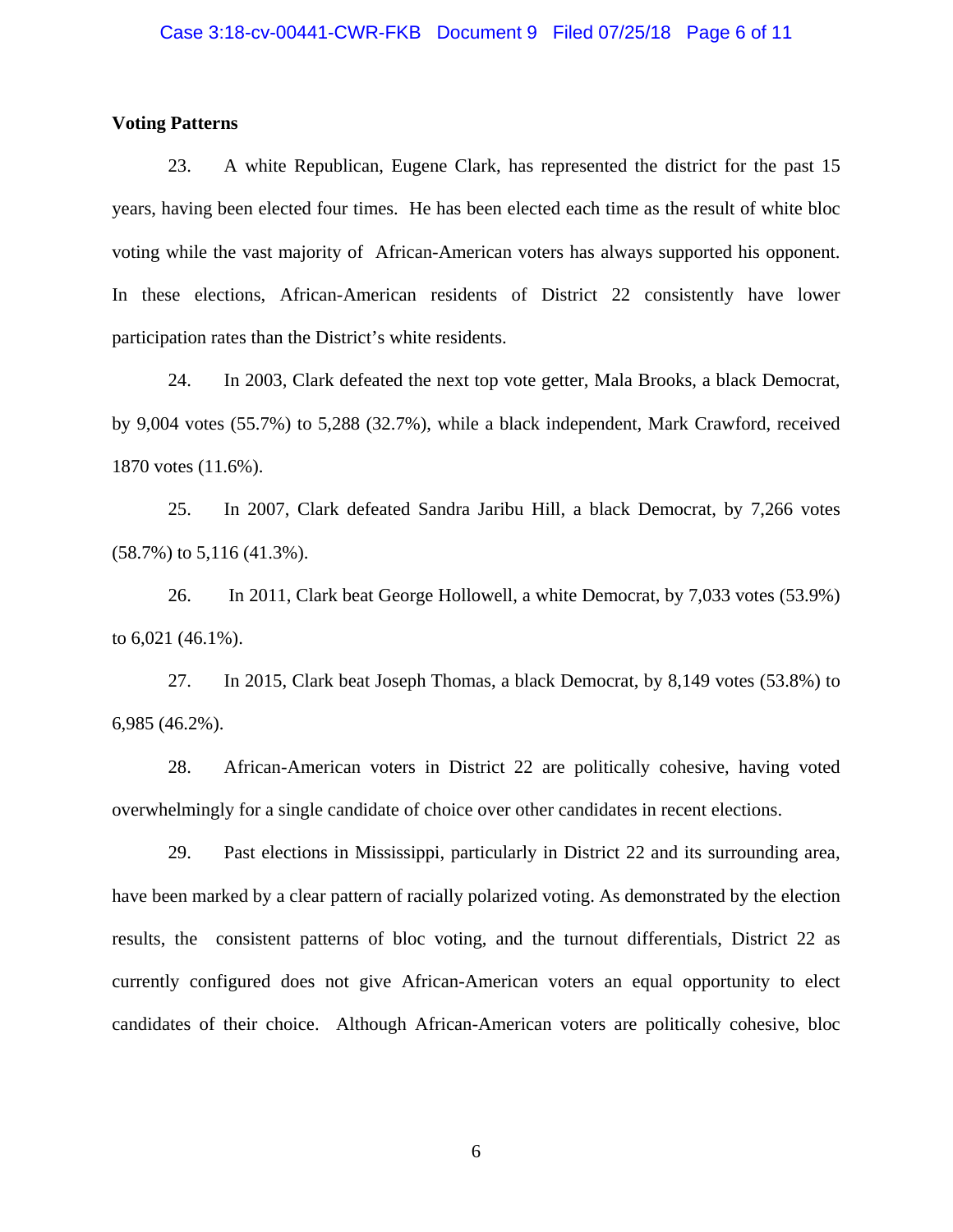**Voting Patterns**

23. A white Republican, Eugene Clark, has represented the district for the past 15 years, having been elected four times. He has been elected each time as the result of white bloc voting while the vast majority of African-American voters has always supported his opponent. In these elections, African-American residents of District 22 consistently have lower participation rates than the District's white residents.

24. In 2003, Clark defeated the next top vote getter, Mala Brooks, a black Democrat, by 9,004 votes (55.7%) to 5,288 (32.7%), while a black independent, Mark Crawford, received 1870 votes (11.6%).

25. In 2007, Clark defeated Sandra Jaribu Hill, a black Democrat, by 7,266 votes (58.7%) to 5,116 (41.3%).

26. In 2011, Clark beat George Hollowell, a white Democrat, by 7,033 votes (53.9%) to 6,021 (46.1%).

27. In 2015, Clark beat Joseph Thomas, a black Democrat, by 8,149 votes (53.8%) to 6,985 (46.2%).

28. African-American voters in District 22 are politically cohesive, having voted overwhelmingly for a single candidate of choice over other candidates in recent elections.

29. Past elections in Mississippi, particularly in District 22 and its surrounding area, have been marked by a clear pattern of racially polarized voting. As demonstrated by the election results, the consistent patterns of bloc voting, and the turnout differentials, District 22 as currently configured does not give African-American voters an equal opportunity to elect candidates of their choice. Although African-American voters are politically cohesive, bloc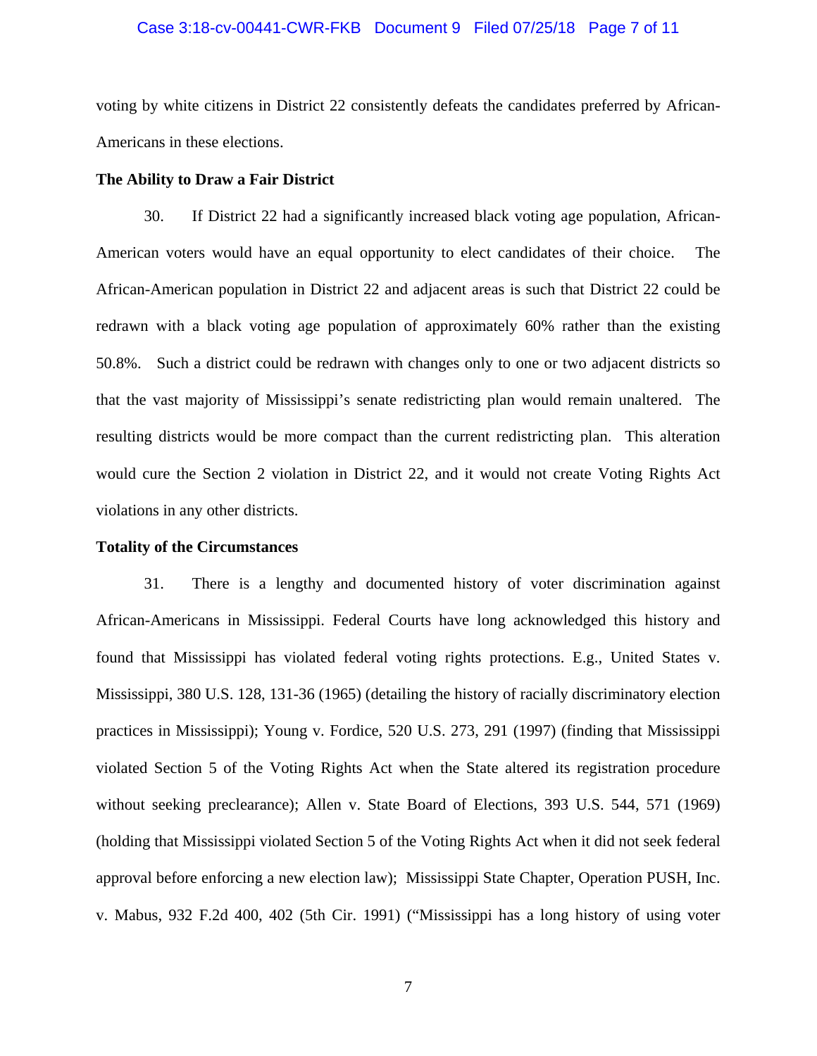voting by white citizens in District 22 consistently defeats the candidates preferred by African-Americans in these elections.

**The Ability to Draw a Fair District**

30. If District 22 had a significantly increased black voting age population, African-American voters would have an equal opportunity to elect candidates of their choice. The African-American population in District 22 and adjacent areas is such that District 22 could be redrawn with a black voting age population of approximately 60% rather than the existing 50.8%. Such a district could be redrawn with changes only to one or two adjacent districts so that the vast majority of Mississippi's senate redistricting plan would remain unaltered. The resulting districts would be more compact than the current redistricting plan. This alteration would cure the Section 2 violation in District 22, and it would not create Voting Rights Act violations in any other districts.

**Totality of the Circumstances**

31. There is a lengthy and documented history of voter discrimination against African-Americans in Mississippi. Federal Courts have long acknowledged this history and found that Mississippi has violated federal voting rights protections. E.g., United States v. Mississippi, 380 U.S. 128, 131-36 (1965) (detailing the history of racially discriminatory election practices in Mississippi); Young v. Fordice, 520 U.S. 273, 291 (1997) (finding that Mississippi violated Section 5 of the Voting Rights Act when the State altered its registration procedure without seeking preclearance); Allen v. State Board of Elections, 393 U.S. 544, 571 (1969) (holding that Mississippi violated Section 5 of the Voting Rights Act when it did not seek federal approval before enforcing a new election law); Mississippi State Chapter, Operation PUSH, Inc. v. Mabus, 932 F.2d 400, 402 (5th Cir. 1991) ("Mississippi has a long history of using voter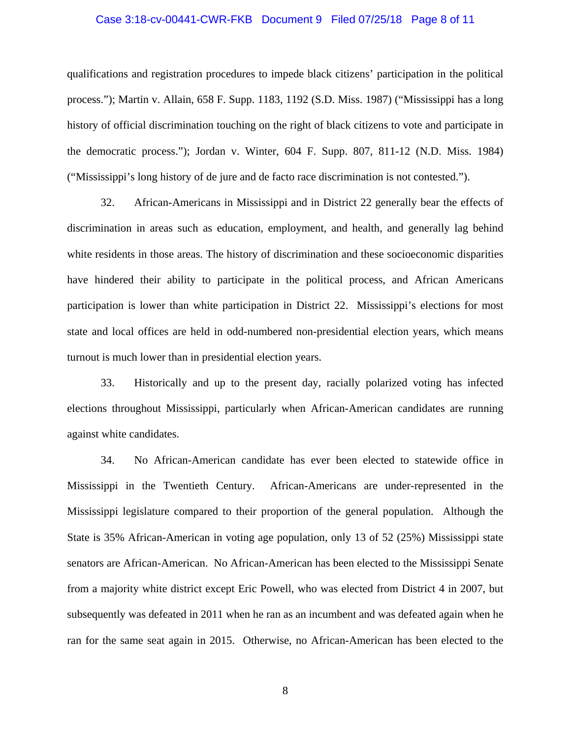qualifications and registration procedures to impede black citizens' participation in the political process."); Martin v. Allain, 658 F. Supp. 1183, 1192 (S.D. Miss. 1987) ("Mississippi has a long history of official discrimination touching on the right of black citizens to vote and participate in the democratic process."); Jordan v. Winter, 604 F. Supp. 807, 811-12 (N.D. Miss. 1984) ("Mississippi's long history of de jure and de facto race discrimination is not contested.").

32. African-Americans in Mississippi and in District 22 generally bear the effects of discrimination in areas such as education, employment, and health, and generally lag behind white residents in those areas. The history of discrimination and these socioeconomic disparities have hindered their ability to participate in the political process, and African Americans participation is lower than white participation in District 22. Mississippi's elections for most state and local offices are held in odd-numbered non-presidential election years, which means turnout is much lower than in presidential election years.

33. Historically and up to the present day, racially polarized voting has infected elections throughout Mississippi, particularly when African-American candidates are running against white candidates.

34. No African-American candidate has ever been elected to statewide office in Mississippi in the Twentieth Century. African-Americans are under-represented in the Mississippi legislature compared to their proportion of the general population. Although the State is 35% African-American in voting age population, only 13 of 52 (25%) Mississippi state senators are African-American. No African-American has been elected to the Mississippi Senate from a majority white district except Eric Powell, who was elected from District 4 in 2007, but subsequently was defeated in 2011 when he ran as an incumbent and was defeated again when he ran for the same seat again in 2015. Otherwise, no African-American has been elected to the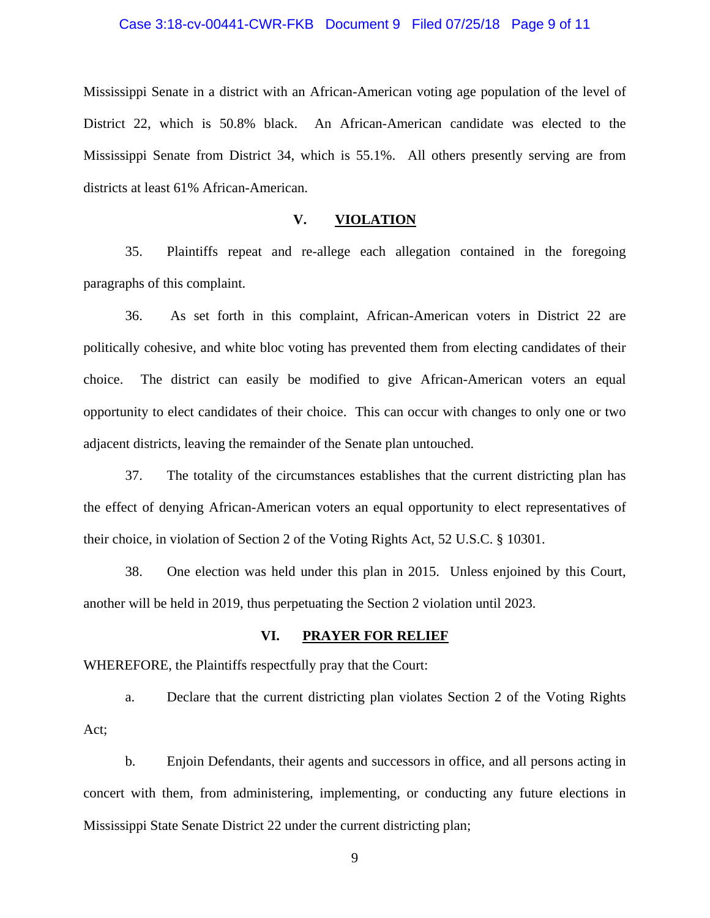Mississippi Senate in a district with an African-American voting age population of the level of District 22, which is 50.8% black. An African-American candidate was elected to the Mississippi Senate from District 34, which is 55.1%. All others presently serving are from districts at least 61% African-American.

## V. VIOLATION

35. Plaintiffs repeat and re-allege each allegation contained in the foregoing paragraphs of this complaint.

36. As set forth in this complaint, African-American voters in District 22 are politically cohesive, and white bloc voting has prevented them from electing candidates of their choice. The district can easily be modified to give African-American voters an equal opportunity to elect candidates of their choice. This can occur with changes to only one or two adjacent districts, leaving the remainder of the Senate plan untouched.

37. The totality of the circumstances establishes that the current districting plan has the effect of denying African-American voters an equal opportunity to elect representatives of their choice, in violation of Section 2 of the Voting Rights Act, 52 U.S.C. § 10301.

38. One election was held under this plan in 2015. Unless enjoined by this Court, another will be held in 2019, thus perpetuating the Section 2 violation until 2023.

## VI. PRAYER FOR RELIEF

WHEREFORE, the Plaintiffs respectfully pray that the Court:

a. Declare that the current districting plan violates Section 2 of the Voting Rights Act;

b. Enjoin Defendants, their agents and successors in office, and all persons acting in concert with them, from administering, implementing, or conducting any future elections in Mississippi State Senate District 22 under the current districting plan;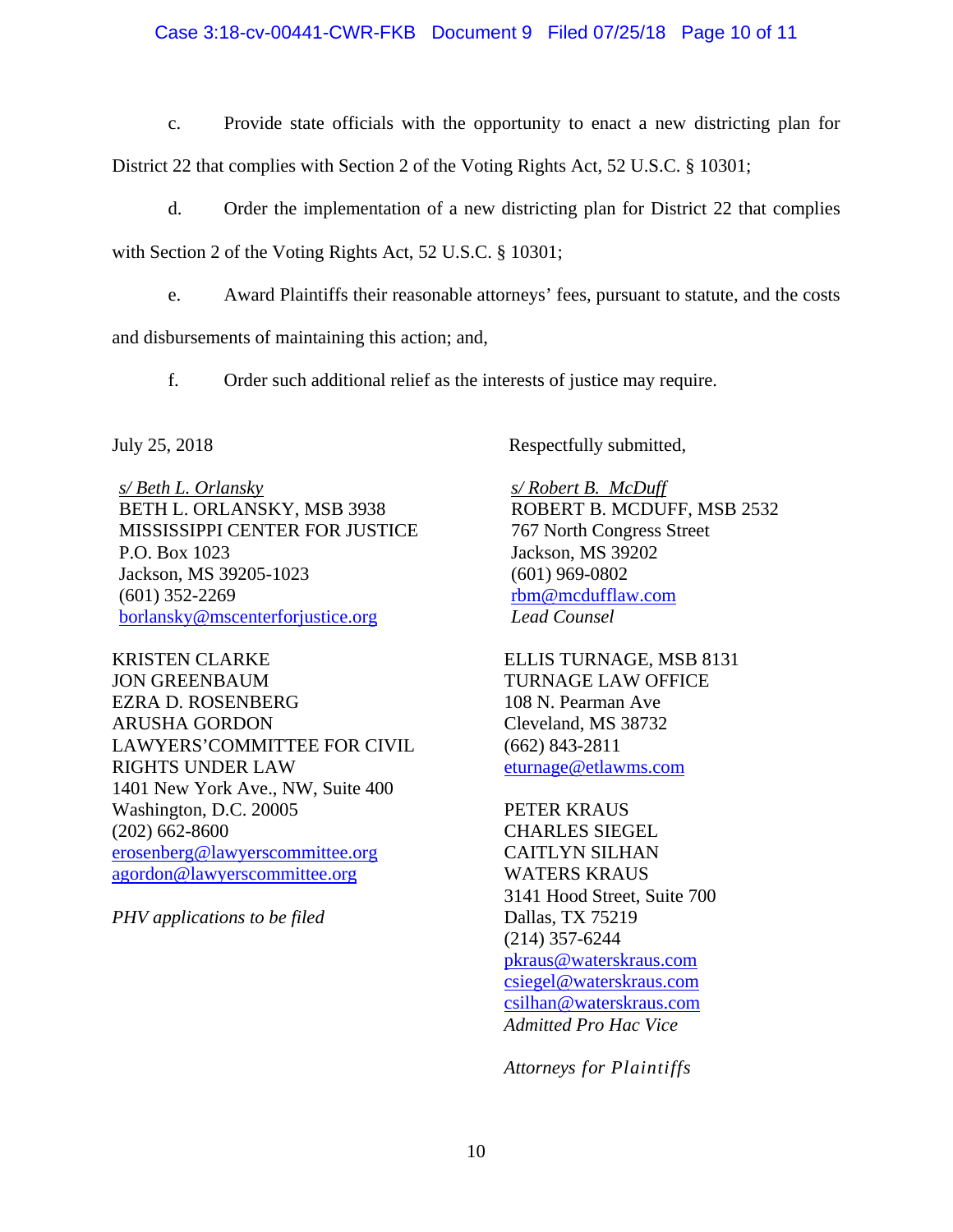c. Provide state officials with the opportunity to enact a new districting plan for District 22 that complies with Section 2 of the Voting Rights Act, 52 U.S.C. § 10301;

d. Order the implementation of a new districting plan for District 22 that complies with Section 2 of the Voting Rights Act, 52 U.S.C. § 10301;

e. Award Plaintiffs their reasonable attorneys' fees, pursuant to statute, and the costs and disbursements of maintaining this action; and,

f. Order such additional relief as the interests of justice may require.

July 25, 2018

Respectfully submitted,

*s/ Beth L. Orlansky*
BETH L. ORLANSKY, MSB 3938
MISSISSIPPI CENTER FOR JUSTICE
P.O. Box 1023
Jackson, MS 39205-1023
(601) 352-2269
borlansky@mscenterforjustice.org

KRISTEN CLARKE
JON GREENBAUM
EZRA D. ROSENBERG
ARUSHA GORDON
LAWYERS'COMMITTEE FOR CIVIL RIGHTS UNDER LAW
1401 New York Ave., NW, Suite 400
Washington, D.C. 20005
(202) 662-8600
erosenberg@lawyerscommittee.org
agordon@lawyerscommittee.org

*PHV applications to be filed*

*s/ Robert B. McDuff*
ROBERT B. MCDUFF, MSB 2532
767 North Congress Street
Jackson, MS 39202
(601) 969-0802
rbm@mcdufflaw.com
*Lead Counsel*

ELLIS TURNAGE, MSB 8131
TURNAGE LAW OFFICE
108 N. Pearman Ave
Cleveland, MS 38732
(662) 843-2811
eturnage@etlawms.com

PETER KRAUS
CHARLES SIEGEL
CAITLYN SILHAN
WATERS KRAUS
3141 Hood Street, Suite 700
Dallas, TX 75219
(214) 357-6244
pkraus@waterskraus.com
csiegel@waterskraus.com
csilhan@waterskraus.com
*Admitted Pro Hac Vice*

*Attorneys for Plaintiffs*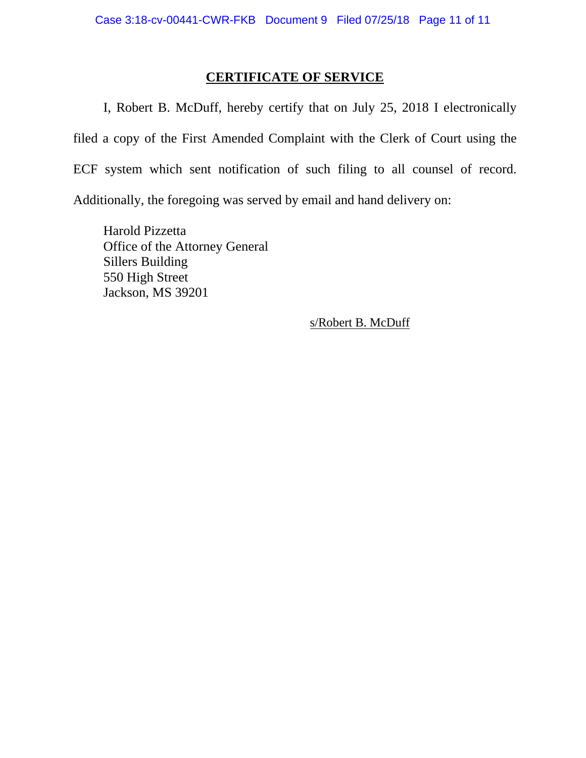## CERTIFICATE OF SERVICE

I, Robert B. McDuff, hereby certify that on July 25, 2018 I electronically filed a copy of the First Amended Complaint with the Clerk of Court using the ECF system which sent notification of such filing to all counsel of record. Additionally, the foregoing was served by email and hand delivery on:

Harold Pizzetta  
Office of the Attorney General  
Sillers Building  
550 High Street  
Jackson, MS 39201

s/Robert B. McDuff